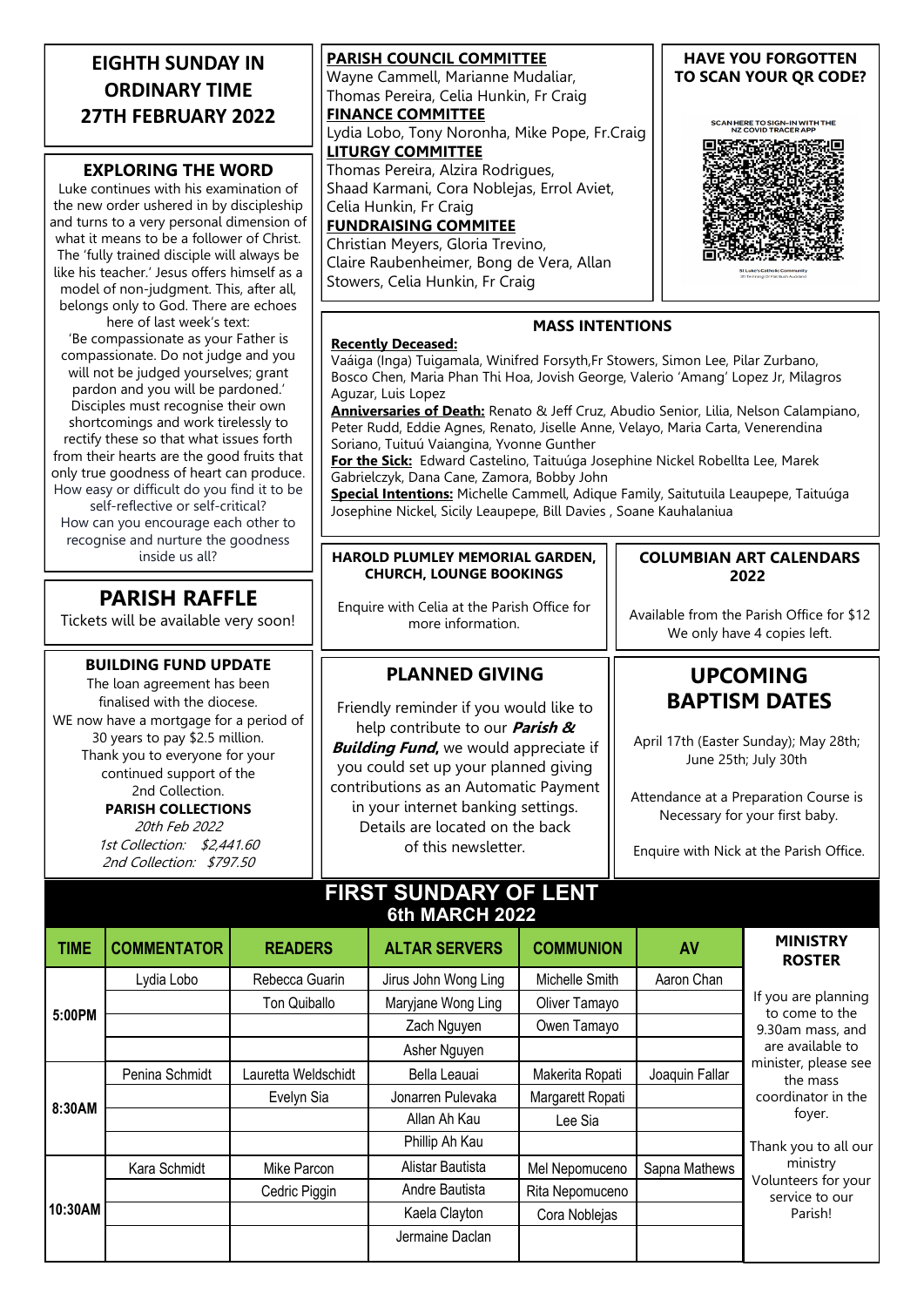# EIGHTH SUNDAY IN ORDINARY TIME 27TH FEBRUARY 2022

## EXPLORING THE WORD

Luke continues with his examination of the new order ushered in by discipleship and turns to a very personal dimension of what it means to be a follower of Christ. The 'fully trained disciple will always be like his teacher.' Jesus offers himself as a model of non-judgment. This, after all, belongs only to God. There are echoes here of last week's text:

'Be compassionate as your Father is compassionate. Do not judge and you will not be judged yourselves; grant pardon and you will be pardoned.' Disciples must recognise their own shortcomings and work tirelessly to rectify these so that what issues forth from their hearts are the good fruits that only true goodness of heart can produce.

How easy or difficult do you find it to be self-reflective or self-critical?

How can you encourage each other to recognise and nurture the goodness inside us all?

## PARISH RAFFLE

Tickets will be available very soon!

## BUILDING FUND UPDATE

The loan agreement has been finalised with the diocese.

WE now have a mortgage for a period of 30 years to pay $2.5 million.

Thank you to everyone for your continued support of the 2nd Collection.

**PARISH COLLECTIONS**

*20th Feb 2022*

*1st Collection: $2,441.60*

*2nd Collection: $797.50*

**PARISH COUNCIL COMMITTEE**

Wayne Cammell, Marianne Mudaliar, Thomas Pereira, Celia Hunkin, Fr Craig

**FINANCE COMMITTEE**

Lydia Lobo, Tony Noronha, Mike Pope, Fr.Craig

**LITURGY COMMITTEE**

Thomas Pereira, Alzira Rodrigues, Shaad Karmani, Cora Noblejas, Errol Aviet, Celia Hunkin, Fr Craig

**FUNDRAISING COMMITEE**

Christian Meyers, Gloria Trevino, Claire Raubenheimer, Bong de Vera, Allan Stowers, Celia Hunkin, Fr Craig

## HAVE YOU FORGOTTEN TO SCAN YOUR QR CODE?

SCAN HERE TO SIGN-IN WITH THE NZ COVID TRACER APP

St Luke's Catholic Community

## MASS INTENTIONS

**Recently Deceased:**
Vaáiga (Inga) Tuigamala, Winifred Forsyth,Fr Stowers, Simon Lee, Pilar Zurbano, Bosco Chen, Maria Phan Thi Hoa, Jovish George, Valerio 'Amang' Lopez Jr, Milagros Aguzar, Luis Lopez

**Anniversaries of Death:** Renato & Jeff Cruz, Abudio Senior, Lilia, Nelson Calampiano, Peter Rudd, Eddie Agnes, Renato, Jiselle Anne, Velayo, Maria Carta, Venerendina Soriano, Tuituú Vaiangina, Yvonne Gunther

**For the Sick:** Edward Castelino, Taituúga Josephine Nickel Robellta Lee, Marek Gabrielczyk, Dana Cane, Zamora, Bobby John

**Special Intentions:** Michelle Cammell, Adique Family, Saitutuila Leaupepe, Taituúga Josephine Nickel, Sicily Leaupepe, Bill Davies , Soane Kauhalaniua

## HAROLD PLUMLEY MEMORIAL GARDEN, CHURCH, LOUNGE BOOKINGS

Enquire with Celia at the Parish Office for more information.

## COLUMBIAN ART CALENDARS 2022

Available from the Parish Office for $12
We only have 4 copies left.

## PLANNED GIVING

Friendly reminder if you would like to help contribute to our ***Parish & Building Fund***, we would appreciate if you could set up your planned giving contributions as an Automatic Payment in your internet banking settings. Details are located on the back of this newsletter.

## UPCOMING BAPTISM DATES

April 17th (Easter Sunday); May 28th; June 25th; July 30th

Attendance at a Preparation Course is Necessary for your first baby.

Enquire with Nick at the Parish Office.

## FIRST SUNDARY OF LENT 6th MARCH 2022

| TIME | COMMENTATOR | READERS | ALTAR SERVERS | COMMUNION | AV |
|---|---|---|---|---|---|
| 5:00PM | Lydia Lobo | Rebecca Guarin | Jirus John Wong Ling | Michelle Smith | Aaron Chan |
| | | Ton Quiballo | Maryjane Wong Ling | Oliver Tamayo | |
| | | | Zach Nguyen | Owen Tamayo | |
| | | | Asher Nguyen | | |
| 8:30AM | Penina Schmidt | Lauretta Weldschidt | Bella Leauai | Makerita Ropati | Joaquin Fallar |
| | | Evelyn Sia | Jonarren Pulevaka | Margarett Ropati | |
| | | | Allan Ah Kau | Lee Sia | |
| | | | Phillip Ah Kau | | |
| 10:30AM | Kara Schmidt | Mike Parcon | Alistar Bautista | Mel Nepomuceno | Sapna Mathews |
| | | Cedric Piggin | Andre Bautista | Rita Nepomuceno | |
| | | | Kaela Clayton | Cora Noblejas | |
| | | | Jermaine Daclan | | |

**MINISTRY ROSTER**

If you are planning to come to the 9.30am mass, and are available to minister, please see the mass coordinator in the foyer.

Thank you to all our ministry Volunteers for your service to our Parish!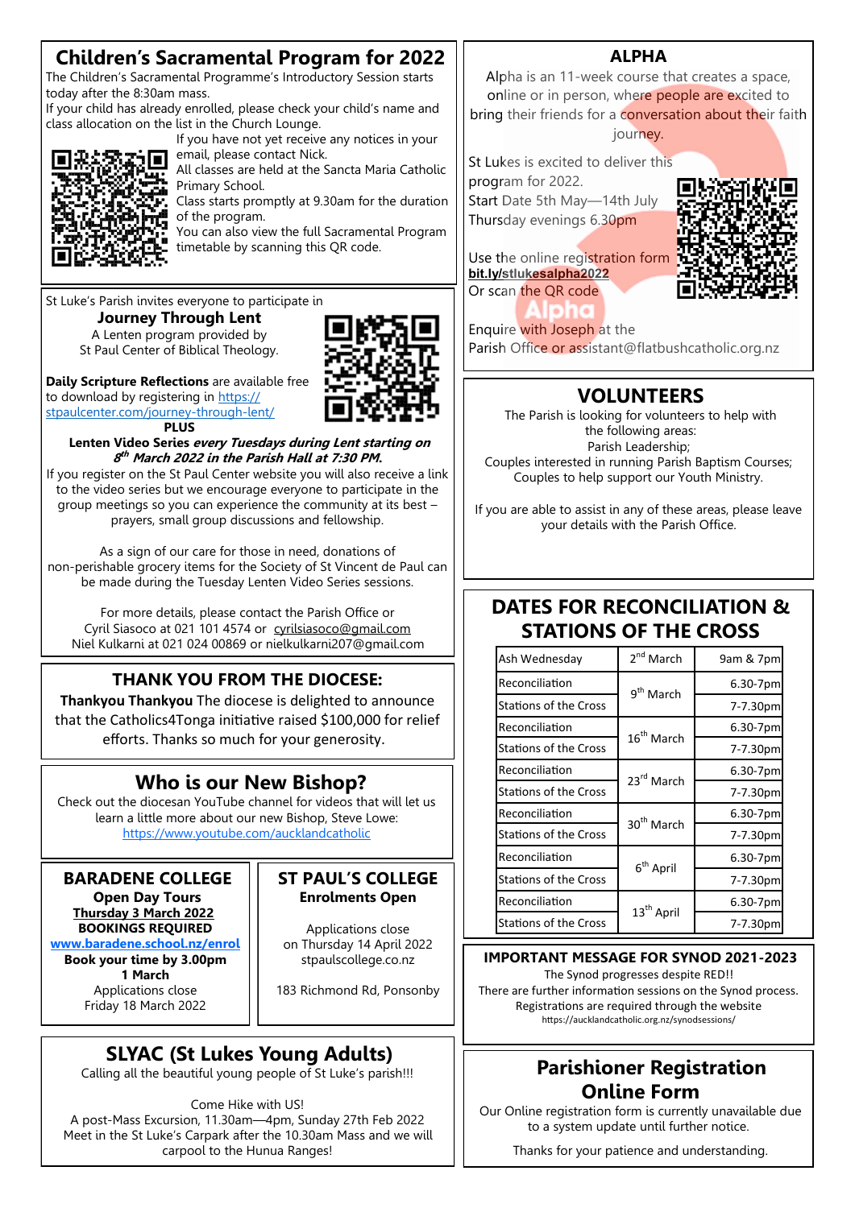# Children's Sacramental Program for 2022

The Children's Sacramental Programme's Introductory Session starts today after the 8:30am mass.

If your child has already enrolled, please check your child's name and class allocation on the list in the Church Lounge.

If you have not yet receive any notices in your email, please contact Nick.

All classes are held at the Sancta Maria Catholic Primary School.

Class starts promptly at 9.30am for the duration of the program.

You can also view the full Sacramental Program timetable by scanning this QR code.

St Luke's Parish invites everyone to participate in

## Journey Through Lent

A Lenten program provided by
St Paul Center of Biblical Theology.

**Daily Scripture Reflections** are available free to download by registering in https://stpaulcenter.com/journey-through-lent/

**PLUS**

**Lenten Video Series *every Tuesdays during Lent starting on 8th March 2022 in the Parish Hall at 7:30 PM.***

If you register on the St Paul Center website you will also receive a link to the video series but we encourage everyone to participate in the group meetings so you can experience the community at its best – prayers, small group discussions and fellowship.

As a sign of our care for those in need, donations of non-perishable grocery items for the Society of St Vincent de Paul can be made during the Tuesday Lenten Video Series sessions.

For more details, please contact the Parish Office or
Cyril Siasoco at 021 101 4574 or cyrilsiasoco@gmail.com
Niel Kulkarni at 021 024 00869 or nielkulkarni207@gmail.com

## THANK YOU FROM THE DIOCESE:

**Thankyou Thankyou** The diocese is delighted to announce that the Catholics4Tonga initiative raised $100,000 for relief efforts. Thanks so much for your generosity.

## Who is our New Bishop?

Check out the diocesan YouTube channel for videos that will let us learn a little more about our new Bishop, Steve Lowe: https://www.youtube.com/aucklandcatholic

## BARADENE COLLEGE

**Open Day Tours**

**Thursday 3 March 2022**

**BOOKINGS REQUIRED**

**www.baradene.school.nz/enrol**

**Book your time by 3.00pm 1 March**

Applications close
Friday 18 March 2022

## ST PAUL'S COLLEGE

**Enrolments Open**

Applications close
on Thursday 14 April 2022
stpaulscollege.co.nz

183 Richmond Rd, Ponsonby

## SLYAC (St Lukes Young Adults)

Calling all the beautiful young people of St Luke's parish!!!

Come Hike with US!

A post-Mass Excursion, 11.30am—4pm, Sunday 27th Feb 2022
Meet in the St Luke's Carpark after the 10.30am Mass and we will carpool to the Hunua Ranges!

## ALPHA

Alpha is an 11-week course that creates a space, online or in person, where people are excited to bring their friends for a conversation about their faith journey.

St Lukes is excited to deliver this program for 2022.
Start Date 5th May—14th July
Thursday evenings 6.30pm

Use the online registration form **bit.ly/stlukesalpha2022**
Or scan the QR code

Enquire with Joseph at the Parish Office or assistant@flatbushcatholic.org.nz

## VOLUNTEERS

The Parish is looking for volunteers to help with the following areas:
Parish Leadership;
Couples interested in running Parish Baptism Courses;
Couples to help support our Youth Ministry.

If you are able to assist in any of these areas, please leave your details with the Parish Office.

## DATES FOR RECONCILIATION & STATIONS OF THE CROSS

| | | |
|---|---|---|
| Ash Wednesday | 2nd March | 9am & 7pm |
| Reconciliation | 9th March | 6.30-7pm |
| Stations of the Cross | | 7-7.30pm |
| Reconciliation | 16th March | 6.30-7pm |
| Stations of the Cross | | 7-7.30pm |
| Reconciliation | 23rd March | 6.30-7pm |
| Stations of the Cross | | 7-7.30pm |
| Reconciliation | 30th March | 6.30-7pm |
| Stations of the Cross | | 7-7.30pm |
| Reconciliation | 6th April | 6.30-7pm |
| Stations of the Cross | | 7-7.30pm |
| Reconciliation | 13th April | 6.30-7pm |
| Stations of the Cross | | 7-7.30pm |

## IMPORTANT MESSAGE FOR SYNOD 2021-2023

The Synod progresses despite RED!!
There are further information sessions on the Synod process.
Registrations are required through the website
https://aucklandcatholic.org.nz/synodsessions/

## Parishioner Registration Online Form

Our Online registration form is currently unavailable due to a system update until further notice.

Thanks for your patience and understanding.